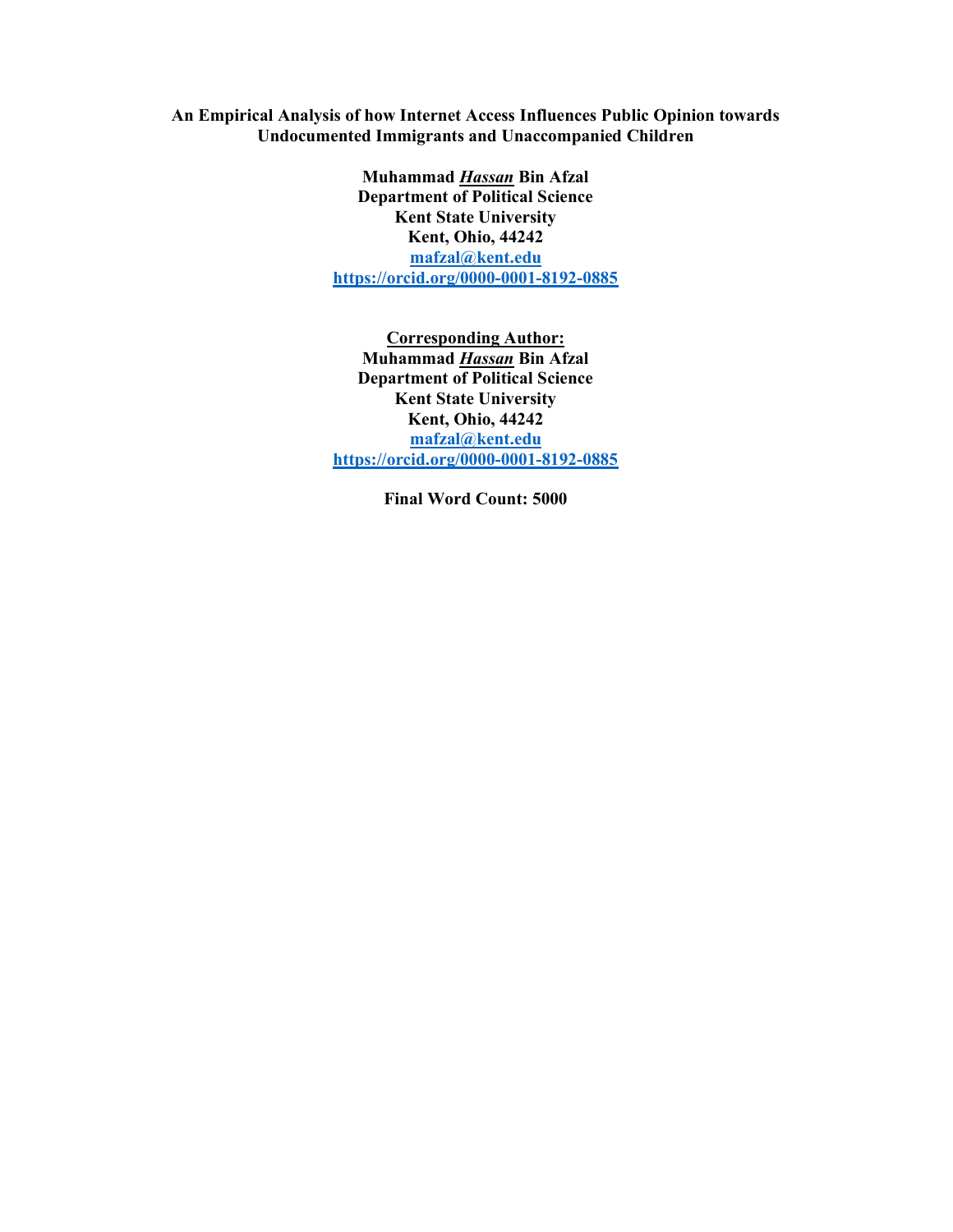# An Empirical Analysis of how Internet Access Influences Public Opinion towards Undocumented Immigrants and Unaccompanied Children

**Muhammad *Hassan* Bin Afzal**
**Department of Political Science**
**Kent State University**
**Kent, Ohio, 44242**
**mafzal@kent.edu**
**https://orcid.org/0000-0001-8192-0885**

**Corresponding Author:**
**Muhammad *Hassan* Bin Afzal**
**Department of Political Science**
**Kent State University**
**Kent, Ohio, 44242**
**mafzal@kent.edu**
**https://orcid.org/0000-0001-8192-0885**

**Final Word Count: 5000**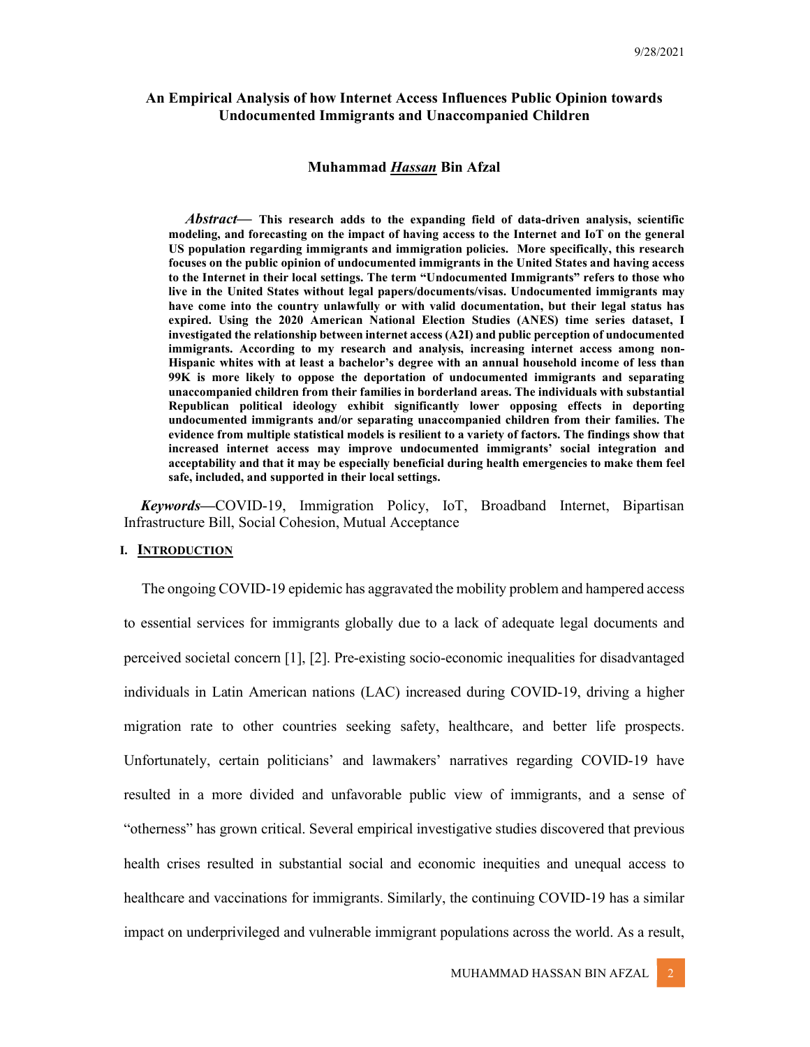## An Empirical Analysis of how Internet Access Influences Public Opinion towards Undocumented Immigrants and Unaccompanied Children

**Muhammad *Hassan* Bin Afzal**

***Abstract*— This research adds to the expanding field of data-driven analysis, scientific modeling, and forecasting on the impact of having access to the Internet and IoT on the general US population regarding immigrants and immigration policies. More specifically, this research focuses on the public opinion of undocumented immigrants in the United States and having access to the Internet in their local settings. The term "Undocumented Immigrants" refers to those who live in the United States without legal papers/documents/visas. Undocumented immigrants may have come into the country unlawfully or with valid documentation, but their legal status has expired. Using the 2020 American National Election Studies (ANES) time series dataset, I investigated the relationship between internet access (A2I) and public perception of undocumented immigrants. According to my research and analysis, increasing internet access among non-Hispanic whites with at least a bachelor's degree with an annual household income of less than 99K is more likely to oppose the deportation of undocumented immigrants and separating unaccompanied children from their families in borderland areas. The individuals with substantial Republican political ideology exhibit significantly lower opposing effects in deporting undocumented immigrants and/or separating unaccompanied children from their families. The evidence from multiple statistical models is resilient to a variety of factors. The findings show that increased internet access may improve undocumented immigrants' social integration and acceptability and that it may be especially beneficial during health emergencies to make them feel safe, included, and supported in their local settings.**

***Keywords*—**COVID-19, Immigration Policy, IoT, Broadband Internet, Bipartisan Infrastructure Bill, Social Cohesion, Mutual Acceptance

### I. INTRODUCTION

The ongoing COVID-19 epidemic has aggravated the mobility problem and hampered access to essential services for immigrants globally due to a lack of adequate legal documents and perceived societal concern [1], [2]. Pre-existing socio-economic inequalities for disadvantaged individuals in Latin American nations (LAC) increased during COVID-19, driving a higher migration rate to other countries seeking safety, healthcare, and better life prospects. Unfortunately, certain politicians' and lawmakers' narratives regarding COVID-19 have resulted in a more divided and unfavorable public view of immigrants, and a sense of "otherness" has grown critical. Several empirical investigative studies discovered that previous health crises resulted in substantial social and economic inequities and unequal access to healthcare and vaccinations for immigrants. Similarly, the continuing COVID-19 has a similar impact on underprivileged and vulnerable immigrant populations across the world. As a result,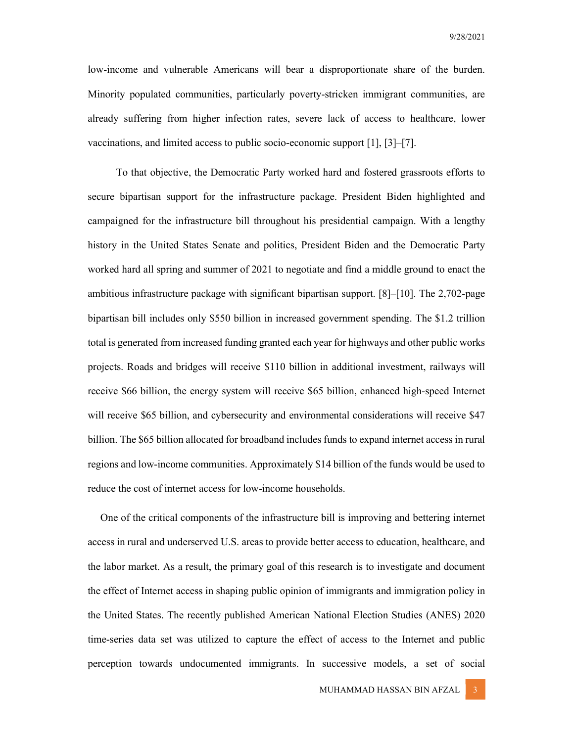low-income and vulnerable Americans will bear a disproportionate share of the burden. Minority populated communities, particularly poverty-stricken immigrant communities, are already suffering from higher infection rates, severe lack of access to healthcare, lower vaccinations, and limited access to public socio-economic support [1], [3]–[7].

To that objective, the Democratic Party worked hard and fostered grassroots efforts to secure bipartisan support for the infrastructure package. President Biden highlighted and campaigned for the infrastructure bill throughout his presidential campaign. With a lengthy history in the United States Senate and politics, President Biden and the Democratic Party worked hard all spring and summer of 2021 to negotiate and find a middle ground to enact the ambitious infrastructure package with significant bipartisan support. [8]–[10]. The 2,702-page bipartisan bill includes only $550 billion in increased government spending. The $1.2 trillion total is generated from increased funding granted each year for highways and other public works projects. Roads and bridges will receive $110 billion in additional investment, railways will receive $66 billion, the energy system will receive $65 billion, enhanced high-speed Internet will receive $65 billion, and cybersecurity and environmental considerations will receive $47 billion. The $65 billion allocated for broadband includes funds to expand internet access in rural regions and low-income communities. Approximately $14 billion of the funds would be used to reduce the cost of internet access for low-income households.

One of the critical components of the infrastructure bill is improving and bettering internet access in rural and underserved U.S. areas to provide better access to education, healthcare, and the labor market. As a result, the primary goal of this research is to investigate and document the effect of Internet access in shaping public opinion of immigrants and immigration policy in the United States. The recently published American National Election Studies (ANES) 2020 time-series data set was utilized to capture the effect of access to the Internet and public perception towards undocumented immigrants. In successive models, a set of social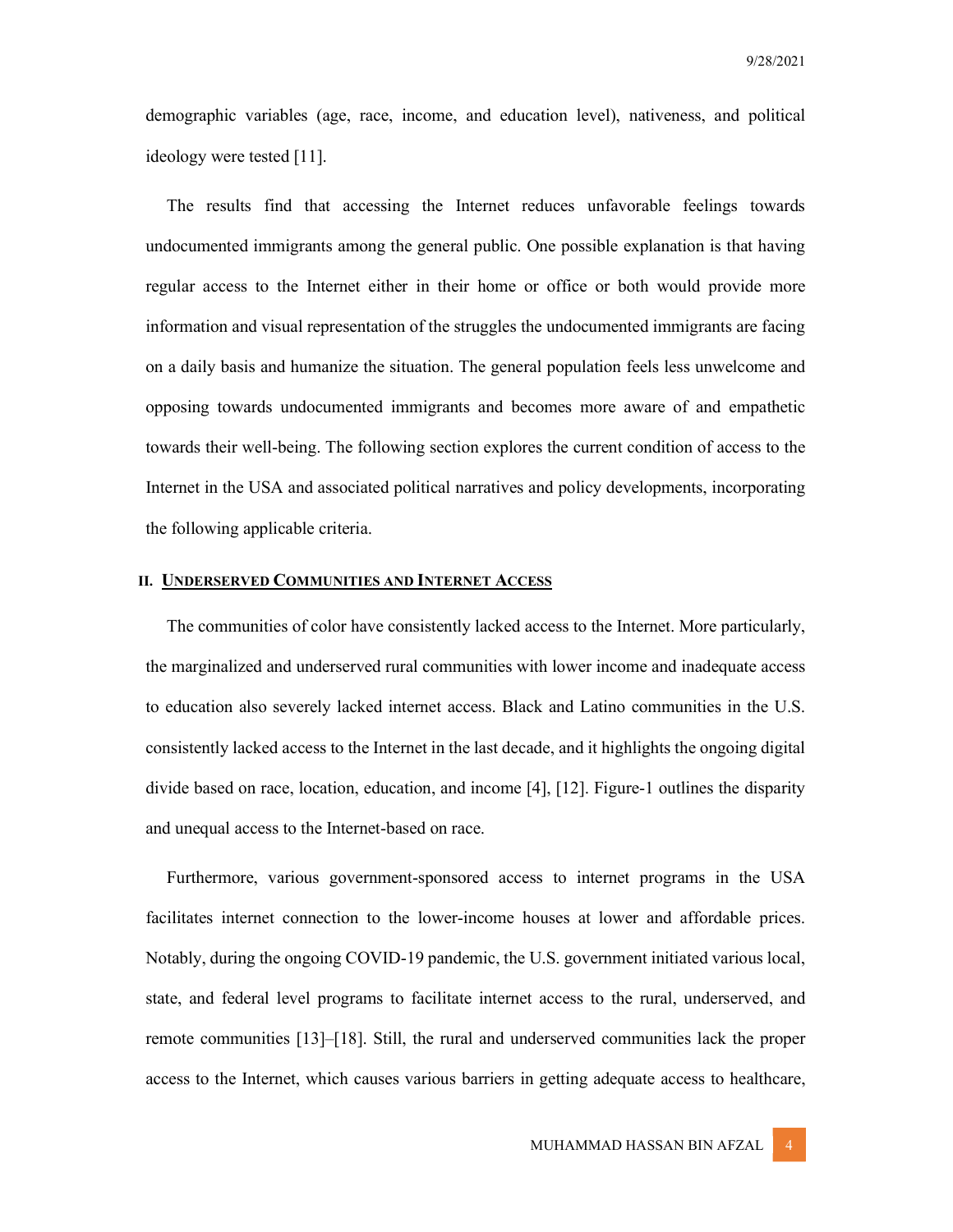demographic variables (age, race, income, and education level), nativeness, and political ideology were tested [11].

The results find that accessing the Internet reduces unfavorable feelings towards undocumented immigrants among the general public. One possible explanation is that having regular access to the Internet either in their home or office or both would provide more information and visual representation of the struggles the undocumented immigrants are facing on a daily basis and humanize the situation. The general population feels less unwelcome and opposing towards undocumented immigrants and becomes more aware of and empathetic towards their well-being. The following section explores the current condition of access to the Internet in the USA and associated political narratives and policy developments, incorporating the following applicable criteria.

## II. Underserved Communities and Internet Access

The communities of color have consistently lacked access to the Internet. More particularly, the marginalized and underserved rural communities with lower income and inadequate access to education also severely lacked internet access. Black and Latino communities in the U.S. consistently lacked access to the Internet in the last decade, and it highlights the ongoing digital divide based on race, location, education, and income [4], [12]. Figure-1 outlines the disparity and unequal access to the Internet-based on race.

Furthermore, various government-sponsored access to internet programs in the USA facilitates internet connection to the lower-income houses at lower and affordable prices. Notably, during the ongoing COVID-19 pandemic, the U.S. government initiated various local, state, and federal level programs to facilitate internet access to the rural, underserved, and remote communities [13]–[18]. Still, the rural and underserved communities lack the proper access to the Internet, which causes various barriers in getting adequate access to healthcare,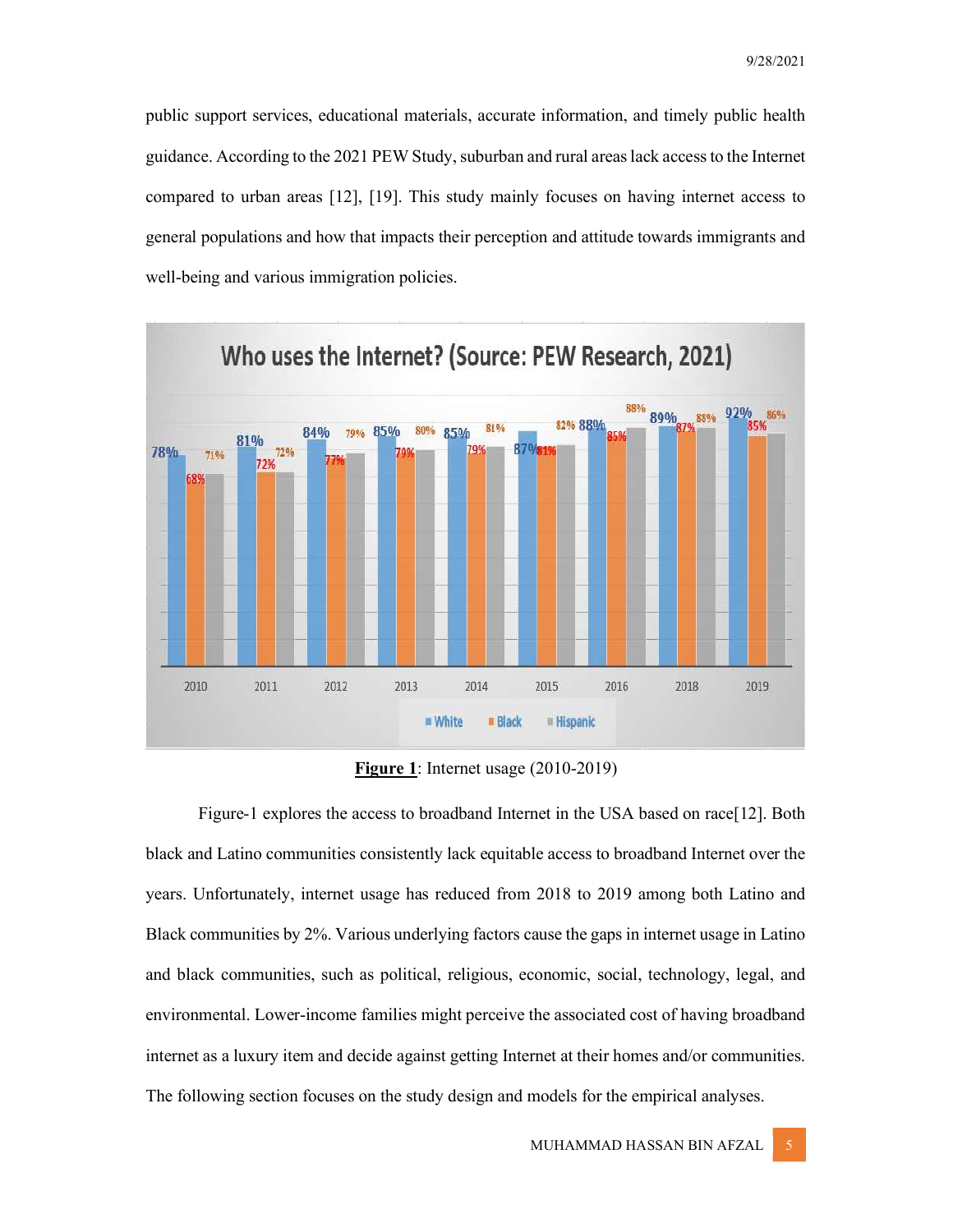public support services, educational materials, accurate information, and timely public health guidance. According to the 2021 PEW Study, suburban and rural areas lack access to the Internet compared to urban areas [12], [19]. This study mainly focuses on having internet access to general populations and how that impacts their perception and attitude towards immigrants and well-being and various immigration policies.

**Figure 1**: Internet usage (2010-2019)

Figure-1 explores the access to broadband Internet in the USA based on race[12]. Both black and Latino communities consistently lack equitable access to broadband Internet over the years. Unfortunately, internet usage has reduced from 2018 to 2019 among both Latino and Black communities by 2%. Various underlying factors cause the gaps in internet usage in Latino and black communities, such as political, religious, economic, social, technology, legal, and environmental. Lower-income families might perceive the associated cost of having broadband internet as a luxury item and decide against getting Internet at their homes and/or communities. The following section focuses on the study design and models for the empirical analyses.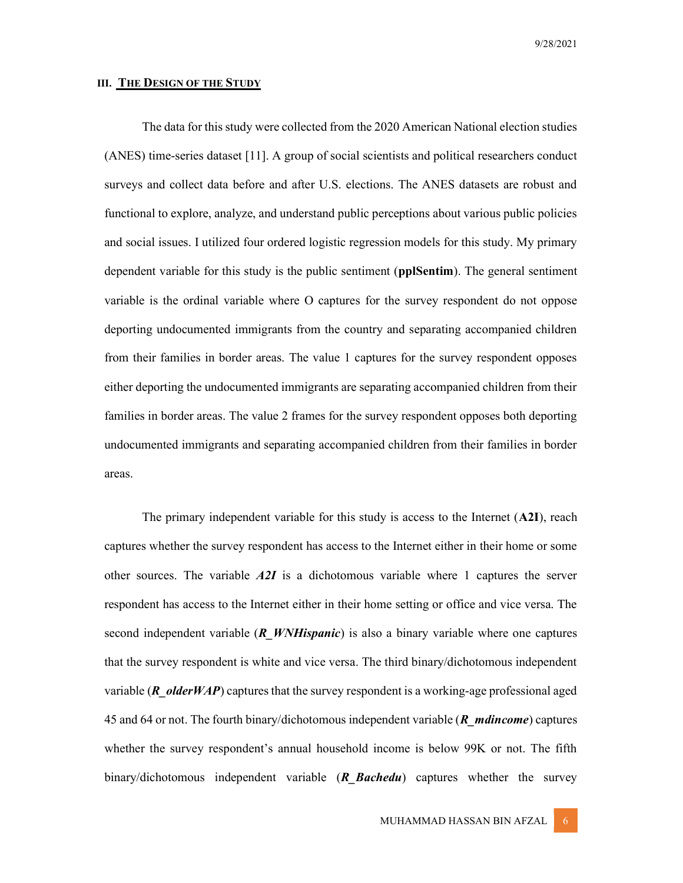## III. THE DESIGN OF THE STUDY

The data for this study were collected from the 2020 American National election studies (ANES) time-series dataset [11]. A group of social scientists and political researchers conduct surveys and collect data before and after U.S. elections. The ANES datasets are robust and functional to explore, analyze, and understand public perceptions about various public policies and social issues. I utilized four ordered logistic regression models for this study. My primary dependent variable for this study is the public sentiment (**pplSentim**). The general sentiment variable is the ordinal variable where O captures for the survey respondent do not oppose deporting undocumented immigrants from the country and separating accompanied children from their families in border areas. The value 1 captures for the survey respondent opposes either deporting the undocumented immigrants are separating accompanied children from their families in border areas. The value 2 frames for the survey respondent opposes both deporting undocumented immigrants and separating accompanied children from their families in border areas.

The primary independent variable for this study is access to the Internet (**A2I**), reach captures whether the survey respondent has access to the Internet either in their home or some other sources. The variable ***A2I*** is a dichotomous variable where 1 captures the server respondent has access to the Internet either in their home setting or office and vice versa. The second independent variable (***R_WNHispanic***) is also a binary variable where one captures that the survey respondent is white and vice versa. The third binary/dichotomous independent variable (***R_olderWAP***) captures that the survey respondent is a working-age professional aged 45 and 64 or not. The fourth binary/dichotomous independent variable (***R_mdincome***) captures whether the survey respondent's annual household income is below 99K or not. The fifth binary/dichotomous independent variable (***R_Bachedu***) captures whether the survey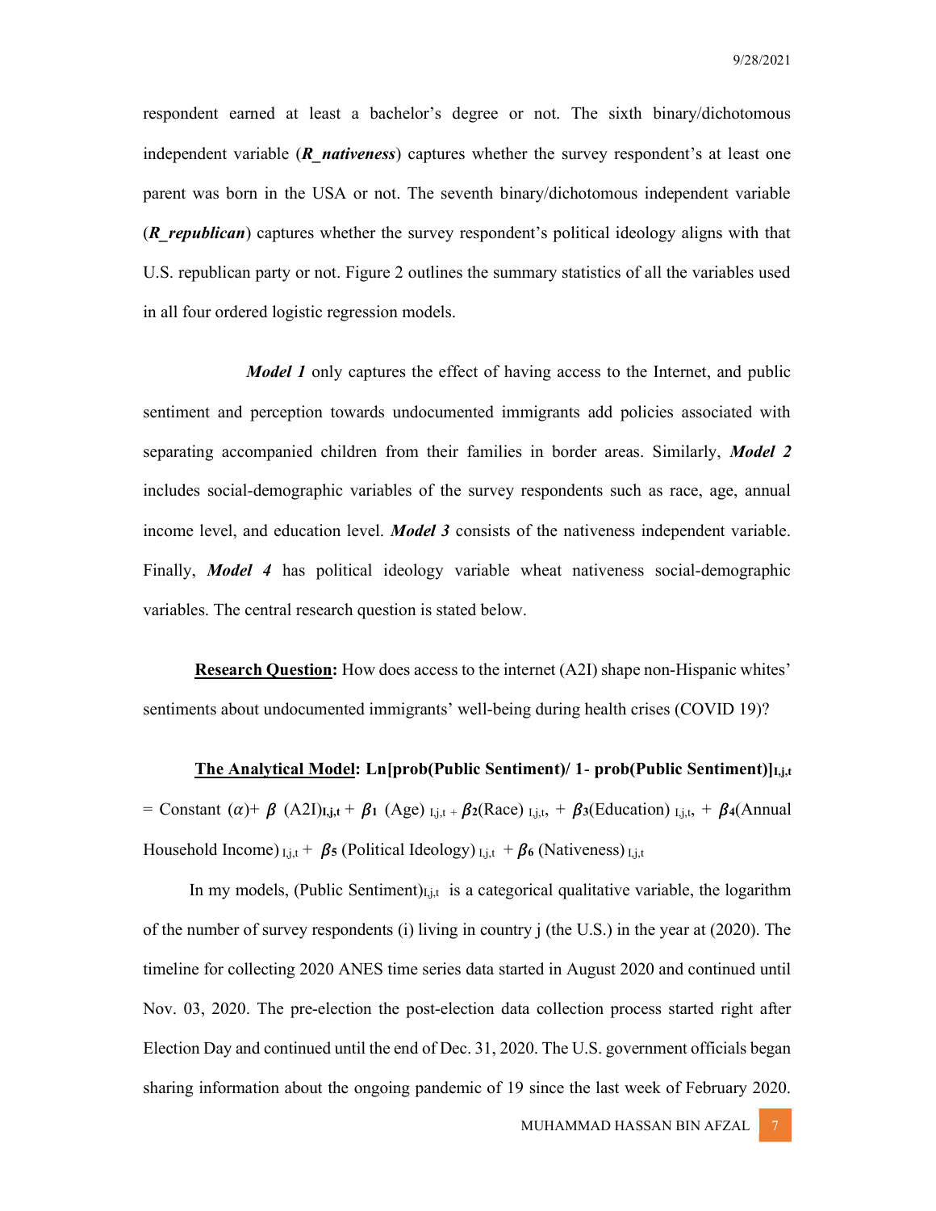respondent earned at least a bachelor's degree or not. The sixth binary/dichotomous independent variable (***R_nativeness***) captures whether the survey respondent's at least one parent was born in the USA or not. The seventh binary/dichotomous independent variable (***R_republican***) captures whether the survey respondent's political ideology aligns with that U.S. republican party or not. Figure 2 outlines the summary statistics of all the variables used in all four ordered logistic regression models.

***Model 1*** only captures the effect of having access to the Internet, and public sentiment and perception towards undocumented immigrants add policies associated with separating accompanied children from their families in border areas. Similarly, ***Model 2*** includes social-demographic variables of the survey respondents such as race, age, annual income level, and education level. ***Model 3*** consists of the nativeness independent variable. Finally, ***Model 4*** has political ideology variable wheat nativeness social-demographic variables. The central research question is stated below.

**Research Question:** How does access to the internet (A2I) shape non-Hispanic whites' sentiments about undocumented immigrants' well-being during health crises (COVID 19)?

**The Analytical Model: Ln[prob(Public Sentiment)/ 1- prob(Public Sentiment)]$_{I,j,t}$** = Constant ($\alpha$)+ $\beta$ (A2I)$_{I,j,t}$ + $\beta_1$ (Age)$_{I,j,t}$ + $\beta_2$(Race)$_{I,j,t}$, + $\beta_3$(Education)$_{I,j,t}$, + $\beta_4$(Annual Household Income)$_{I,j,t}$ + $\beta_5$ (Political Ideology)$_{I,j,t}$ + $\beta_6$ (Nativeness)$_{I,j,t}$

In my models, (Public Sentiment)$_{I,j,t}$ is a categorical qualitative variable, the logarithm of the number of survey respondents (i) living in country j (the U.S.) in the year at (2020). The timeline for collecting 2020 ANES time series data started in August 2020 and continued until Nov. 03, 2020. The pre-election the post-election data collection process started right after Election Day and continued until the end of Dec. 31, 2020. The U.S. government officials began sharing information about the ongoing pandemic of 19 since the last week of February 2020.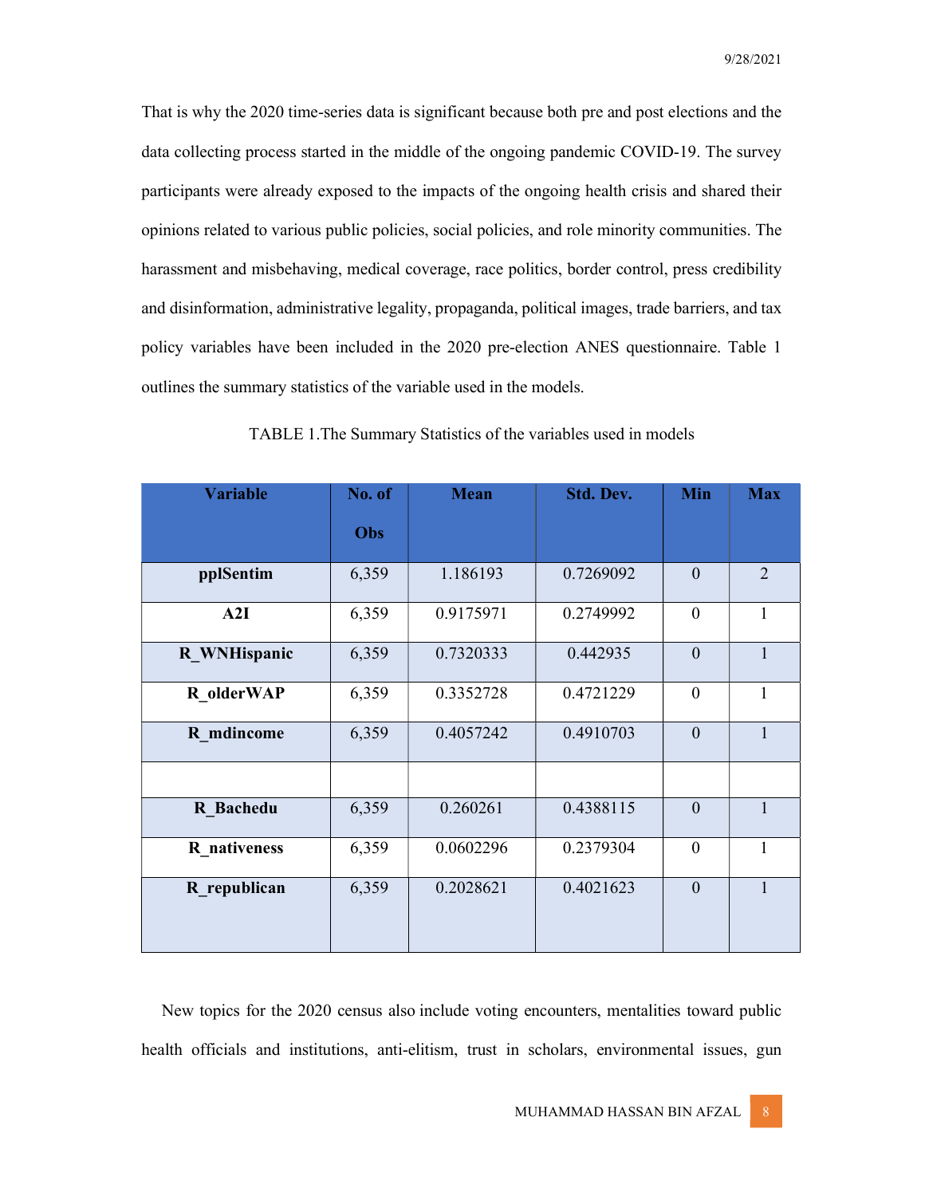That is why the 2020 time-series data is significant because both pre and post elections and the data collecting process started in the middle of the ongoing pandemic COVID-19. The survey participants were already exposed to the impacts of the ongoing health crisis and shared their opinions related to various public policies, social policies, and role minority communities. The harassment and misbehaving, medical coverage, race politics, border control, press credibility and disinformation, administrative legality, propaganda, political images, trade barriers, and tax policy variables have been included in the 2020 pre-election ANES questionnaire. Table 1 outlines the summary statistics of the variable used in the models.

TABLE 1.The Summary Statistics of the variables used in models

| Variable | No. of Obs | Mean | Std. Dev. | Min | Max |
|---|---|---|---|---|---|
| **pplSentim** | 6,359 | 1.186193 | 0.7269092 | 0 | 2 |
| **A2I** | 6,359 | 0.9175971 | 0.2749992 | 0 | 1 |
| **R_WNHispanic** | 6,359 | 0.7320333 | 0.442935 | 0 | 1 |
| **R_olderWAP** | 6,359 | 0.3352728 | 0.4721229 | 0 | 1 |
| **R_mdincome** | 6,359 | 0.4057242 | 0.4910703 | 0 | 1 |
| | | | | | |
| **R_Bachedu** | 6,359 | 0.260261 | 0.4388115 | 0 | 1 |
| **R_nativeness** | 6,359 | 0.0602296 | 0.2379304 | 0 | 1 |
| **R_republican** | 6,359 | 0.2028621 | 0.4021623 | 0 | 1 |

New topics for the 2020 census also include voting encounters, mentalities toward public health officials and institutions, anti-elitism, trust in scholars, environmental issues, gun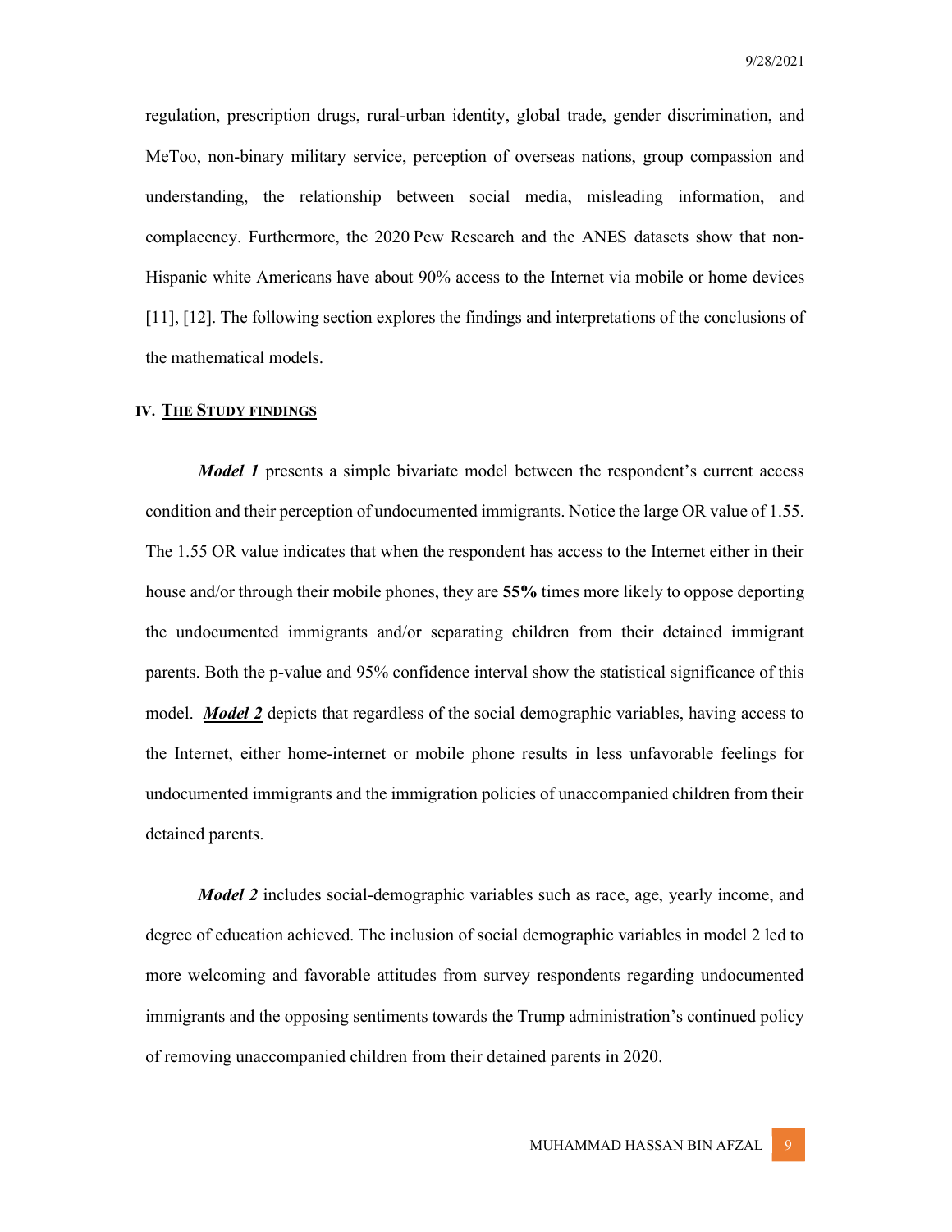regulation, prescription drugs, rural-urban identity, global trade, gender discrimination, and MeToo, non-binary military service, perception of overseas nations, group compassion and understanding, the relationship between social media, misleading information, and complacency. Furthermore, the 2020 Pew Research and the ANES datasets show that non-Hispanic white Americans have about 90% access to the Internet via mobile or home devices [11], [12]. The following section explores the findings and interpretations of the conclusions of the mathematical models.

## IV. THE STUDY FINDINGS

***Model 1*** presents a simple bivariate model between the respondent's current access condition and their perception of undocumented immigrants. Notice the large OR value of 1.55. The 1.55 OR value indicates that when the respondent has access to the Internet either in their house and/or through their mobile phones, they are **55%** times more likely to oppose deporting the undocumented immigrants and/or separating children from their detained immigrant parents. Both the p-value and 95% confidence interval show the statistical significance of this model. ***Model 2*** depicts that regardless of the social demographic variables, having access to the Internet, either home-internet or mobile phone results in less unfavorable feelings for undocumented immigrants and the immigration policies of unaccompanied children from their detained parents.

***Model 2*** includes social-demographic variables such as race, age, yearly income, and degree of education achieved. The inclusion of social demographic variables in model 2 led to more welcoming and favorable attitudes from survey respondents regarding undocumented immigrants and the opposing sentiments towards the Trump administration's continued policy of removing unaccompanied children from their detained parents in 2020.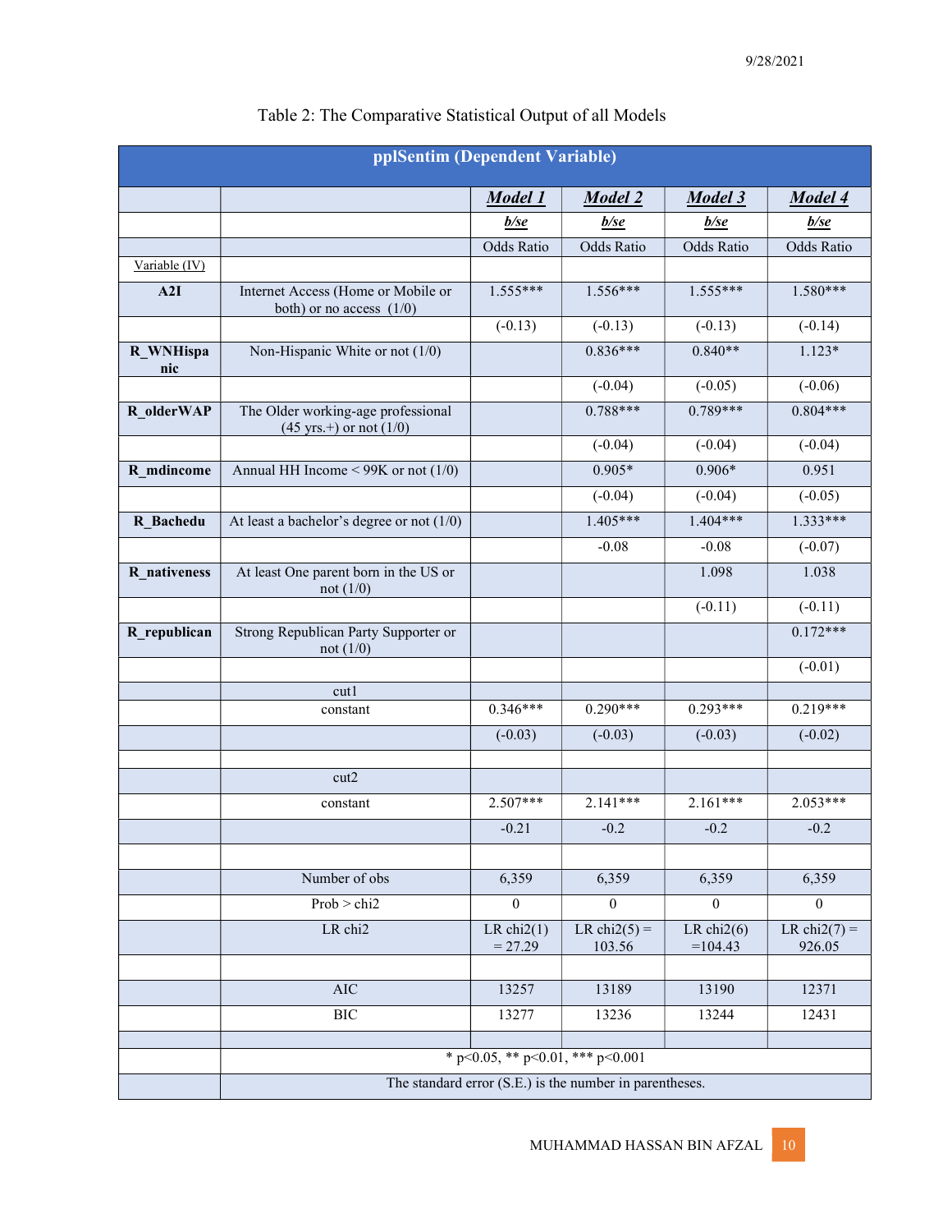Table 2: The Comparative Statistical Output of all Models

| pplSentim (Dependent Variable) | | | | | |
|---|---|---|---|---|---|
| | | ***Model 1*** | ***Model 2*** | ***Model 3*** | ***Model 4*** |
| | | ***b/se*** | ***b/se*** | ***b/se*** | ***b/se*** |
| | | Odds Ratio | Odds Ratio | Odds Ratio | Odds Ratio |
| Variable (IV) | | | | | |
| **A2I** | Internet Access (Home or Mobile or both) or no access (1/0) | 1.555*** | 1.556*** | 1.555*** | 1.580*** |
| | | (-0.13) | (-0.13) | (-0.13) | (-0.14) |
| **R_WNHispanic** | Non-Hispanic White or not (1/0) | | 0.836*** | 0.840** | 1.123* |
| | | | (-0.04) | (-0.05) | (-0.06) |
| **R_olderWAP** | The Older working-age professional (45 yrs.+) or not (1/0) | | 0.788*** | 0.789*** | 0.804*** |
| | | | (-0.04) | (-0.04) | (-0.04) |
| **R_mdincome** | Annual HH Income < 99K or not (1/0) | | 0.905* | 0.906* | 0.951 |
| | | | (-0.04) | (-0.04) | (-0.05) |
| **R_Bachedu** | At least a bachelor's degree or not (1/0) | | 1.405*** | 1.404*** | 1.333*** |
| | | | -0.08 | -0.08 | (-0.07) |
| **R_nativeness** | At least One parent born in the US or not (1/0) | | | 1.098 | 1.038 |
| | | | | (-0.11) | (-0.11) |
| **R_republican** | Strong Republican Party Supporter or not (1/0) | | | | 0.172*** |
| | | | | | (-0.01) |
| | cut1 | | | | |
| | constant | 0.346*** | 0.290*** | 0.293*** | 0.219*** |
| | | (-0.03) | (-0.03) | (-0.03) | (-0.02) |
| | | | | | |
| | cut2 | | | | |
| | constant | 2.507*** | 2.141*** | 2.161*** | 2.053*** |
| | | -0.21 | -0.2 | -0.2 | -0.2 |
| | | | | | |
| | Number of obs | 6,359 | 6,359 | 6,359 | 6,359 |
| | Prob > chi2 | 0 | 0 | 0 | 0 |
| | LR chi2 | LR chi2(1) = 27.29 | LR chi2(5) = 103.56 | LR chi2(6) =104.43 | LR chi2(7) = 926.05 |
| | | | | | |
| | AIC | 13257 | 13189 | 13190 | 12371 |
| | BIC | 13277 | 13236 | 13244 | 12431 |
| | | | | | |
| | * p<0.05, ** p<0.01, *** p<0.001 | | | | |
| | The standard error (S.E.) is the number in parentheses. | | | | |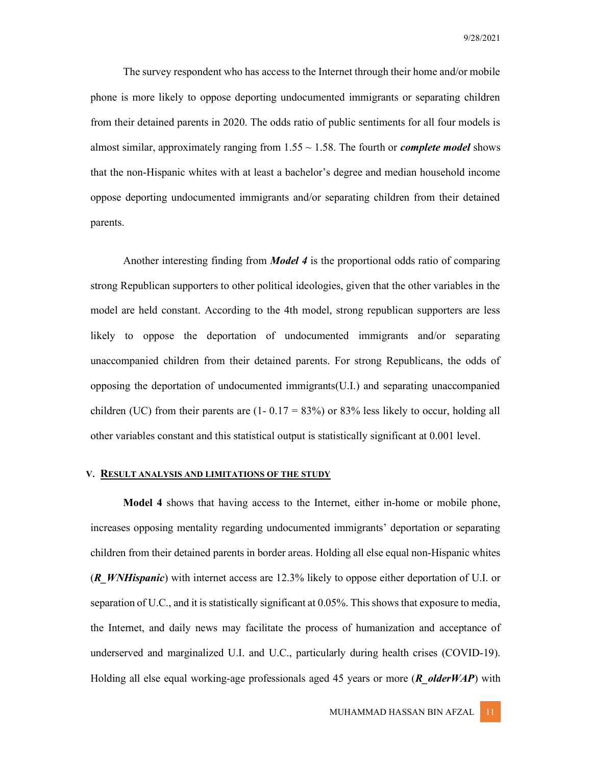The survey respondent who has access to the Internet through their home and/or mobile phone is more likely to oppose deporting undocumented immigrants or separating children from their detained parents in 2020. The odds ratio of public sentiments for all four models is almost similar, approximately ranging from 1.55 ~ 1.58. The fourth or ***complete model*** shows that the non-Hispanic whites with at least a bachelor's degree and median household income oppose deporting undocumented immigrants and/or separating children from their detained parents.

Another interesting finding from ***Model 4*** is the proportional odds ratio of comparing strong Republican supporters to other political ideologies, given that the other variables in the model are held constant. According to the 4th model, strong republican supporters are less likely to oppose the deportation of undocumented immigrants and/or separating unaccompanied children from their detained parents. For strong Republicans, the odds of opposing the deportation of undocumented immigrants(U.I.) and separating unaccompanied children (UC) from their parents are (1- 0.17 = 83%) or 83% less likely to occur, holding all other variables constant and this statistical output is statistically significant at 0.001 level.

## V. RESULT ANALYSIS AND LIMITATIONS OF THE STUDY

**Model 4** shows that having access to the Internet, either in-home or mobile phone, increases opposing mentality regarding undocumented immigrants' deportation or separating children from their detained parents in border areas. Holding all else equal non-Hispanic whites (***R_WNHispanic***) with internet access are 12.3% likely to oppose either deportation of U.I. or separation of U.C., and it is statistically significant at 0.05%. This shows that exposure to media, the Internet, and daily news may facilitate the process of humanization and acceptance of underserved and marginalized U.I. and U.C., particularly during health crises (COVID-19). Holding all else equal working-age professionals aged 45 years or more (***R_olderWAP***) with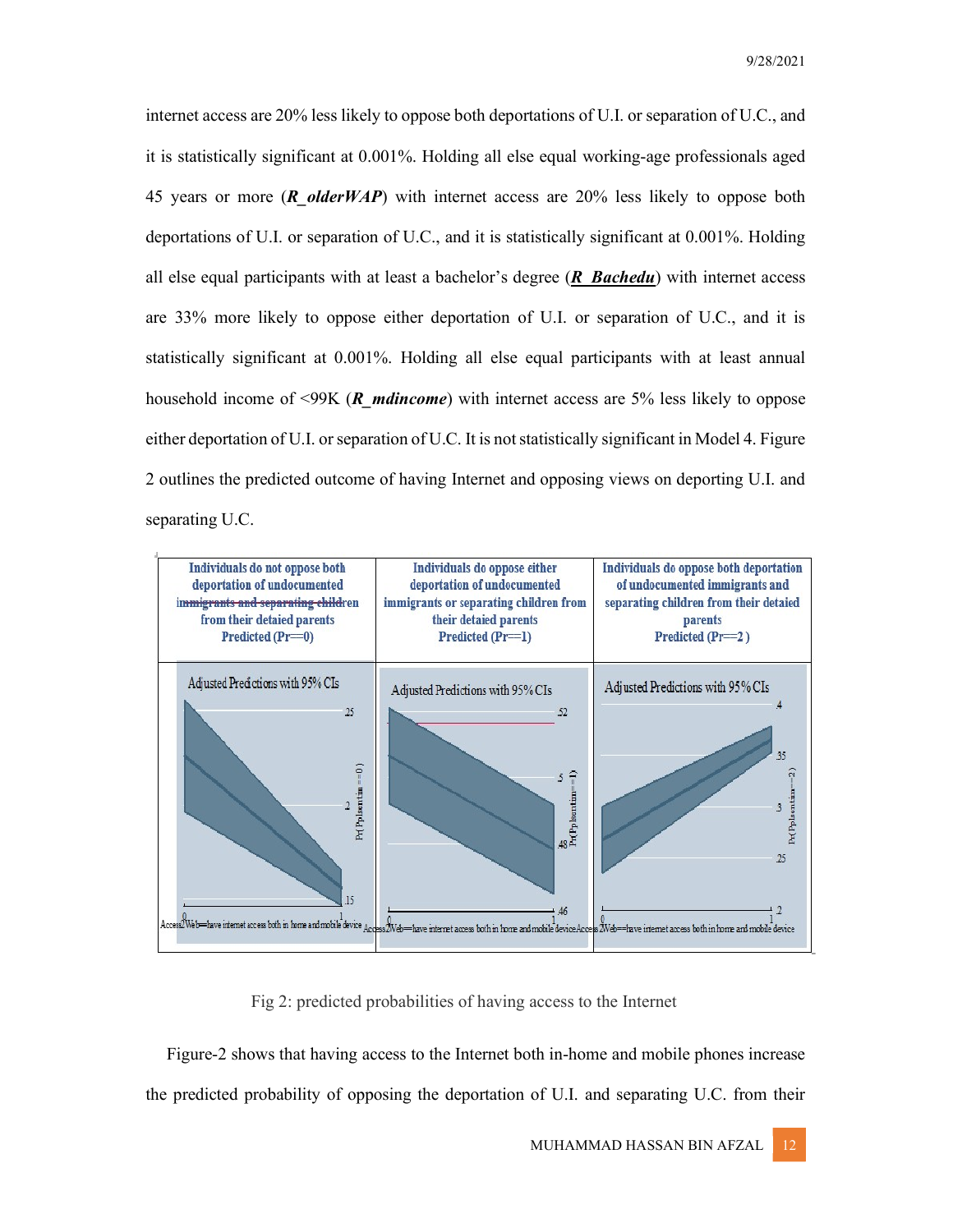internet access are 20% less likely to oppose both deportations of U.I. or separation of U.C., and it is statistically significant at 0.001%. Holding all else equal working-age professionals aged 45 years or more (***R_olderWAP***) with internet access are 20% less likely to oppose both deportations of U.I. or separation of U.C., and it is statistically significant at 0.001%. Holding all else equal participants with at least a bachelor's degree (***R_Bachedu***) with internet access are 33% more likely to oppose either deportation of U.I. or separation of U.C., and it is statistically significant at 0.001%. Holding all else equal participants with at least annual household income of <99K (***R_mdincome***) with internet access are 5% less likely to oppose either deportation of U.I. or separation of U.C. It is not statistically significant in Model 4. Figure 2 outlines the predicted outcome of having Internet and opposing views on deporting U.I. and separating U.C.

| Individuals do not oppose both deportation of undocumented ~~immigrants and separating children~~ from their detaied parents Predicted (Pr==0) | Individuals do oppose either deportation of undocumented immigrants or separating children from their detaied parents Predicted (Pr==1) | Individuals do oppose both deportation of undocumented immigrants and separating children from their detaied parents Predicted (Pr==2 ) |
|---|---|---|
| Adjusted Predictions with 95% CIs; y-axis: Pr(Pplsentim==0) (.15, .2, .25); x-axis: Access2Web=have internet access both in home and mobile device (0, 1) | Adjusted Predictions with 95% CIs; y-axis: Pr(Pplsentim==1) (.46, .48, .5, .52); x-axis: Access2Web=have internet access both in home and mobile device (0, 1) | Adjusted Predictions with 95% CIs; y-axis: Pr(Pplsentim==2) (.2, .25, .3, .35, .4); x-axis: Access2Web=have internet access both in home and mobile device (0, 1) |

Fig 2: predicted probabilities of having access to the Internet

Figure-2 shows that having access to the Internet both in-home and mobile phones increase the predicted probability of opposing the deportation of U.I. and separating U.C. from their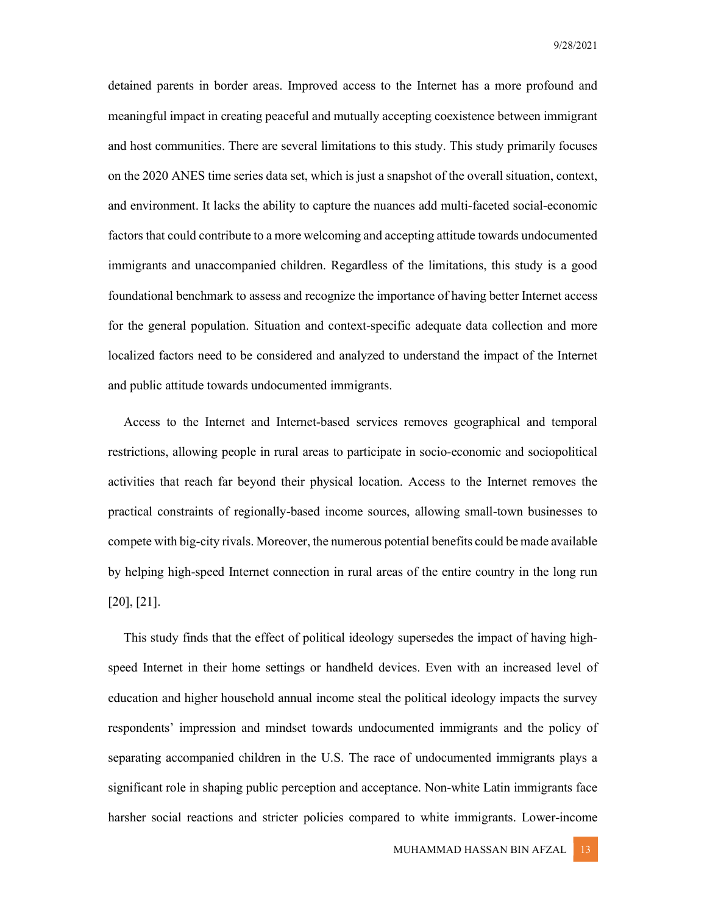detained parents in border areas. Improved access to the Internet has a more profound and meaningful impact in creating peaceful and mutually accepting coexistence between immigrant and host communities. There are several limitations to this study. This study primarily focuses on the 2020 ANES time series data set, which is just a snapshot of the overall situation, context, and environment. It lacks the ability to capture the nuances add multi-faceted social-economic factors that could contribute to a more welcoming and accepting attitude towards undocumented immigrants and unaccompanied children. Regardless of the limitations, this study is a good foundational benchmark to assess and recognize the importance of having better Internet access for the general population. Situation and context-specific adequate data collection and more localized factors need to be considered and analyzed to understand the impact of the Internet and public attitude towards undocumented immigrants.

Access to the Internet and Internet-based services removes geographical and temporal restrictions, allowing people in rural areas to participate in socio-economic and sociopolitical activities that reach far beyond their physical location. Access to the Internet removes the practical constraints of regionally-based income sources, allowing small-town businesses to compete with big-city rivals. Moreover, the numerous potential benefits could be made available by helping high-speed Internet connection in rural areas of the entire country in the long run [20], [21].

This study finds that the effect of political ideology supersedes the impact of having high-speed Internet in their home settings or handheld devices. Even with an increased level of education and higher household annual income steal the political ideology impacts the survey respondents' impression and mindset towards undocumented immigrants and the policy of separating accompanied children in the U.S. The race of undocumented immigrants plays a significant role in shaping public perception and acceptance. Non-white Latin immigrants face harsher social reactions and stricter policies compared to white immigrants. Lower-income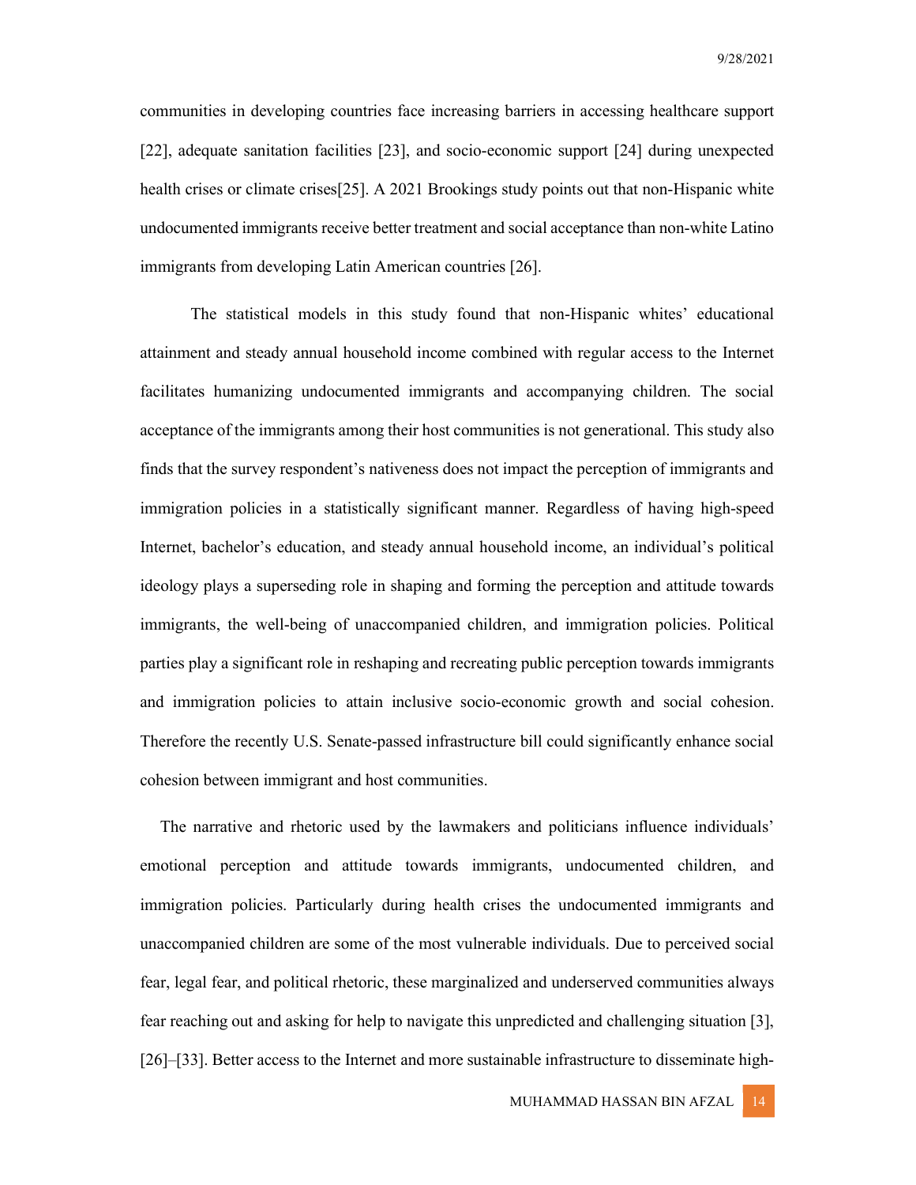communities in developing countries face increasing barriers in accessing healthcare support [22], adequate sanitation facilities [23], and socio-economic support [24] during unexpected health crises or climate crises[25]. A 2021 Brookings study points out that non-Hispanic white undocumented immigrants receive better treatment and social acceptance than non-white Latino immigrants from developing Latin American countries [26].

The statistical models in this study found that non-Hispanic whites' educational attainment and steady annual household income combined with regular access to the Internet facilitates humanizing undocumented immigrants and accompanying children. The social acceptance of the immigrants among their host communities is not generational. This study also finds that the survey respondent's nativeness does not impact the perception of immigrants and immigration policies in a statistically significant manner. Regardless of having high-speed Internet, bachelor's education, and steady annual household income, an individual's political ideology plays a superseding role in shaping and forming the perception and attitude towards immigrants, the well-being of unaccompanied children, and immigration policies. Political parties play a significant role in reshaping and recreating public perception towards immigrants and immigration policies to attain inclusive socio-economic growth and social cohesion. Therefore the recently U.S. Senate-passed infrastructure bill could significantly enhance social cohesion between immigrant and host communities.

The narrative and rhetoric used by the lawmakers and politicians influence individuals' emotional perception and attitude towards immigrants, undocumented children, and immigration policies. Particularly during health crises the undocumented immigrants and unaccompanied children are some of the most vulnerable individuals. Due to perceived social fear, legal fear, and political rhetoric, these marginalized and underserved communities always fear reaching out and asking for help to navigate this unpredicted and challenging situation [3], [26]–[33]. Better access to the Internet and more sustainable infrastructure to disseminate high-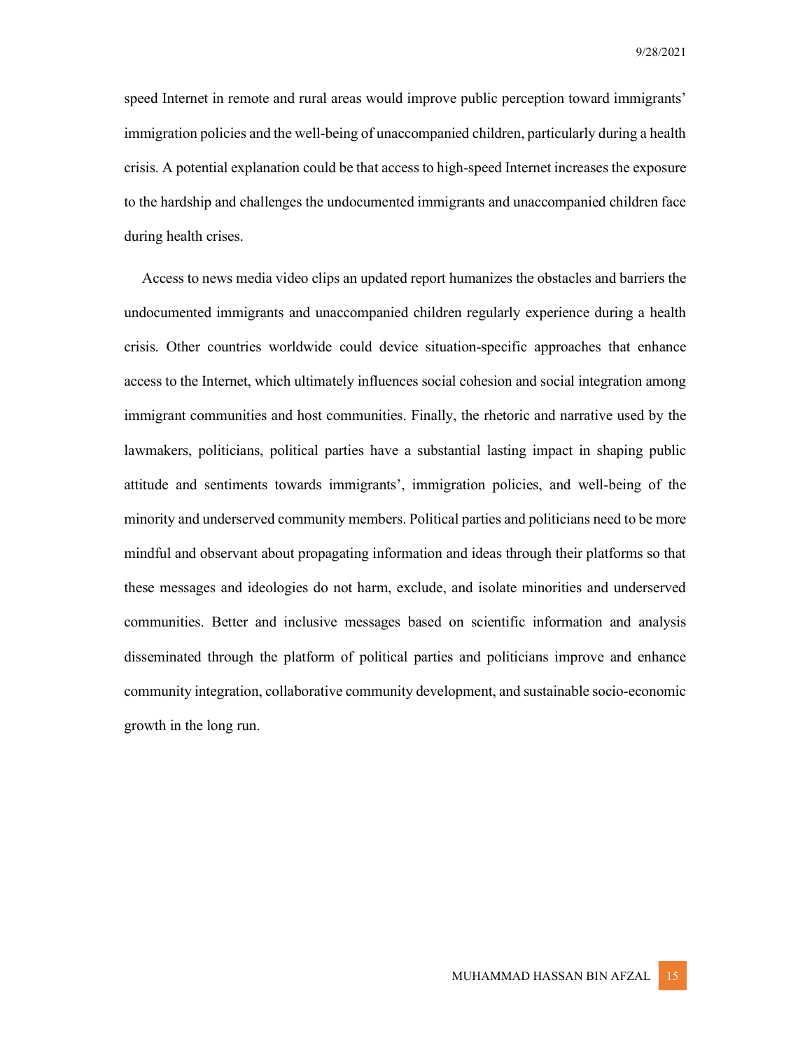speed Internet in remote and rural areas would improve public perception toward immigrants' immigration policies and the well-being of unaccompanied children, particularly during a health crisis. A potential explanation could be that access to high-speed Internet increases the exposure to the hardship and challenges the undocumented immigrants and unaccompanied children face during health crises.

Access to news media video clips an updated report humanizes the obstacles and barriers the undocumented immigrants and unaccompanied children regularly experience during a health crisis. Other countries worldwide could device situation-specific approaches that enhance access to the Internet, which ultimately influences social cohesion and social integration among immigrant communities and host communities. Finally, the rhetoric and narrative used by the lawmakers, politicians, political parties have a substantial lasting impact in shaping public attitude and sentiments towards immigrants', immigration policies, and well-being of the minority and underserved community members. Political parties and politicians need to be more mindful and observant about propagating information and ideas through their platforms so that these messages and ideologies do not harm, exclude, and isolate minorities and underserved communities. Better and inclusive messages based on scientific information and analysis disseminated through the platform of political parties and politicians improve and enhance community integration, collaborative community development, and sustainable socio-economic growth in the long run.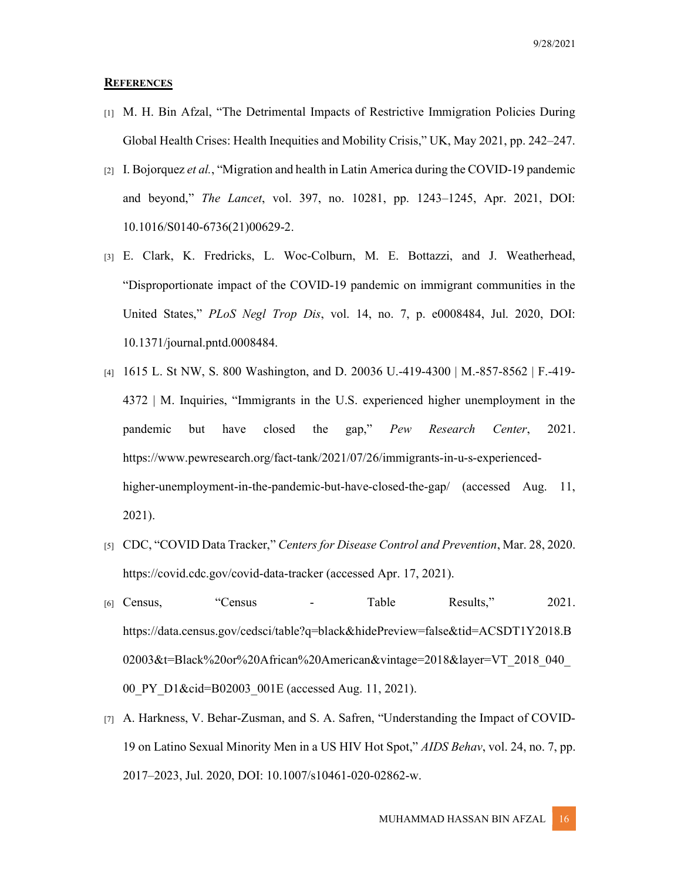## **REFERENCES**

[1] M. H. Bin Afzal, "The Detrimental Impacts of Restrictive Immigration Policies During Global Health Crises: Health Inequities and Mobility Crisis," UK, May 2021, pp. 242–247.

[2] I. Bojorquez *et al.*, "Migration and health in Latin America during the COVID-19 pandemic and beyond," *The Lancet*, vol. 397, no. 10281, pp. 1243–1245, Apr. 2021, DOI: 10.1016/S0140-6736(21)00629-2.

[3] E. Clark, K. Fredricks, L. Woc-Colburn, M. E. Bottazzi, and J. Weatherhead, "Disproportionate impact of the COVID-19 pandemic on immigrant communities in the United States," *PLoS Negl Trop Dis*, vol. 14, no. 7, p. e0008484, Jul. 2020, DOI: 10.1371/journal.pntd.0008484.

[4] 1615 L. St NW, S. 800 Washington, and D. 20036 U.-419-4300 | M.-857-8562 | F.-419-4372 | M. Inquiries, "Immigrants in the U.S. experienced higher unemployment in the pandemic but have closed the gap," *Pew Research Center*, 2021. https://www.pewresearch.org/fact-tank/2021/07/26/immigrants-in-u-s-experienced-higher-unemployment-in-the-pandemic-but-have-closed-the-gap/ (accessed Aug. 11, 2021).

[5] CDC, "COVID Data Tracker," *Centers for Disease Control and Prevention*, Mar. 28, 2020. https://covid.cdc.gov/covid-data-tracker (accessed Apr. 17, 2021).

[6] Census, "Census - Table Results," 2021. https://data.census.gov/cedsci/table?q=black&hidePreview=false&tid=ACSDT1Y2018.B02003&t=Black%20or%20African%20American&vintage=2018&layer=VT_2018_040_00_PY_D1&cid=B02003_001E (accessed Aug. 11, 2021).

[7] A. Harkness, V. Behar-Zusman, and S. A. Safren, "Understanding the Impact of COVID-19 on Latino Sexual Minority Men in a US HIV Hot Spot," *AIDS Behav*, vol. 24, no. 7, pp. 2017–2023, Jul. 2020, DOI: 10.1007/s10461-020-02862-w.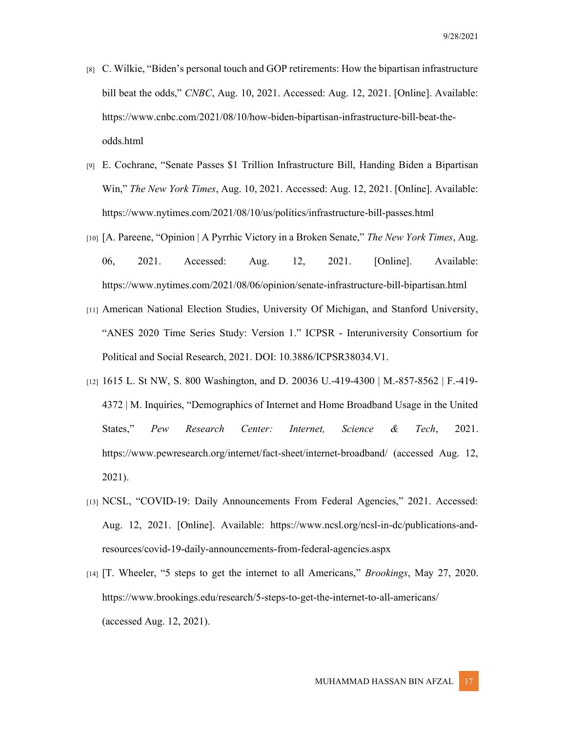[8] C. Wilkie, “Biden’s personal touch and GOP retirements: How the bipartisan infrastructure bill beat the odds,” *CNBC*, Aug. 10, 2021. Accessed: Aug. 12, 2021. [Online]. Available: https://www.cnbc.com/2021/08/10/how-biden-bipartisan-infrastructure-bill-beat-the-odds.html

[9] E. Cochrane, “Senate Passes $1 Trillion Infrastructure Bill, Handing Biden a Bipartisan Win,” *The New York Times*, Aug. 10, 2021. Accessed: Aug. 12, 2021. [Online]. Available: https://www.nytimes.com/2021/08/10/us/politics/infrastructure-bill-passes.html

[10] [A. Pareene, “Opinion | A Pyrrhic Victory in a Broken Senate,” *The New York Times*, Aug. 06, 2021. Accessed: Aug. 12, 2021. [Online]. Available: https://www.nytimes.com/2021/08/06/opinion/senate-infrastructure-bill-bipartisan.html

[11] American National Election Studies, University Of Michigan, and Stanford University, “ANES 2020 Time Series Study: Version 1.” ICPSR - Interuniversity Consortium for Political and Social Research, 2021. DOI: 10.3886/ICPSR38034.V1.

[12] 1615 L. St NW, S. 800 Washington, and D. 20036 U.-419-4300 | M.-857-8562 | F.-419-4372 | M. Inquiries, “Demographics of Internet and Home Broadband Usage in the United States,” *Pew Research Center: Internet, Science & Tech*, 2021. https://www.pewresearch.org/internet/fact-sheet/internet-broadband/ (accessed Aug. 12, 2021).

[13] NCSL, “COVID-19: Daily Announcements From Federal Agencies,” 2021. Accessed: Aug. 12, 2021. [Online]. Available: https://www.ncsl.org/ncsl-in-dc/publications-and-resources/covid-19-daily-announcements-from-federal-agencies.aspx

[14] [T. Wheeler, “5 steps to get the internet to all Americans,” *Brookings*, May 27, 2020. https://www.brookings.edu/research/5-steps-to-get-the-internet-to-all-americans/ (accessed Aug. 12, 2021).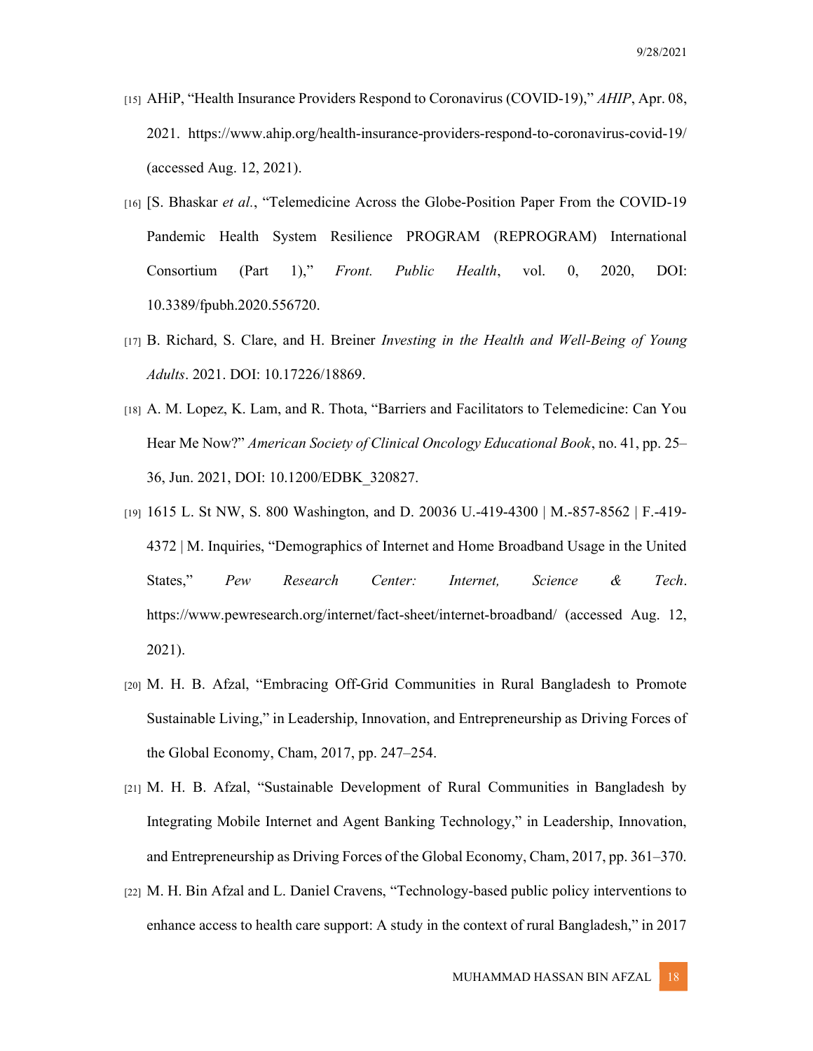[15] AHiP, "Health Insurance Providers Respond to Coronavirus (COVID-19)," *AHIP*, Apr. 08, 2021. https://www.ahip.org/health-insurance-providers-respond-to-coronavirus-covid-19/ (accessed Aug. 12, 2021).

[16] [S. Bhaskar *et al.*, "Telemedicine Across the Globe-Position Paper From the COVID-19 Pandemic Health System Resilience PROGRAM (REPROGRAM) International Consortium (Part 1)," *Front. Public Health*, vol. 0, 2020, DOI: 10.3389/fpubh.2020.556720.

[17] B. Richard, S. Clare, and H. Breiner *Investing in the Health and Well-Being of Young Adults*. 2021. DOI: 10.17226/18869.

[18] A. M. Lopez, K. Lam, and R. Thota, "Barriers and Facilitators to Telemedicine: Can You Hear Me Now?" *American Society of Clinical Oncology Educational Book*, no. 41, pp. 25–36, Jun. 2021, DOI: 10.1200/EDBK_320827.

[19] 1615 L. St NW, S. 800 Washington, and D. 20036 U.-419-4300 | M.-857-8562 | F.-419-4372 | M. Inquiries, "Demographics of Internet and Home Broadband Usage in the United States," *Pew Research Center: Internet, Science & Tech*. https://www.pewresearch.org/internet/fact-sheet/internet-broadband/ (accessed Aug. 12, 2021).

[20] M. H. B. Afzal, "Embracing Off-Grid Communities in Rural Bangladesh to Promote Sustainable Living," in Leadership, Innovation, and Entrepreneurship as Driving Forces of the Global Economy, Cham, 2017, pp. 247–254.

[21] M. H. B. Afzal, "Sustainable Development of Rural Communities in Bangladesh by Integrating Mobile Internet and Agent Banking Technology," in Leadership, Innovation, and Entrepreneurship as Driving Forces of the Global Economy, Cham, 2017, pp. 361–370.

[22] M. H. Bin Afzal and L. Daniel Cravens, "Technology-based public policy interventions to enhance access to health care support: A study in the context of rural Bangladesh," in 2017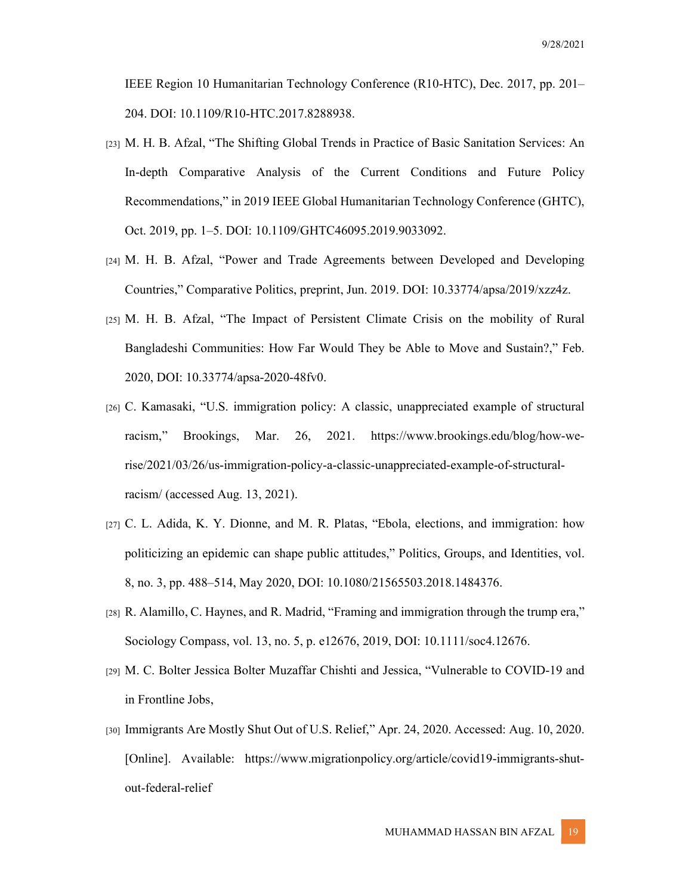IEEE Region 10 Humanitarian Technology Conference (R10-HTC), Dec. 2017, pp. 201–204. DOI: 10.1109/R10-HTC.2017.8288938.

[23] M. H. B. Afzal, "The Shifting Global Trends in Practice of Basic Sanitation Services: An In-depth Comparative Analysis of the Current Conditions and Future Policy Recommendations," in 2019 IEEE Global Humanitarian Technology Conference (GHTC), Oct. 2019, pp. 1–5. DOI: 10.1109/GHTC46095.2019.9033092.

[24] M. H. B. Afzal, "Power and Trade Agreements between Developed and Developing Countries," Comparative Politics, preprint, Jun. 2019. DOI: 10.33774/apsa/2019/xzz4z.

[25] M. H. B. Afzal, "The Impact of Persistent Climate Crisis on the mobility of Rural Bangladeshi Communities: How Far Would They be Able to Move and Sustain?," Feb. 2020, DOI: 10.33774/apsa-2020-48fv0.

[26] C. Kamasaki, "U.S. immigration policy: A classic, unappreciated example of structural racism," Brookings, Mar. 26, 2021. https://www.brookings.edu/blog/how-we-rise/2021/03/26/us-immigration-policy-a-classic-unappreciated-example-of-structural-racism/ (accessed Aug. 13, 2021).

[27] C. L. Adida, K. Y. Dionne, and M. R. Platas, "Ebola, elections, and immigration: how politicizing an epidemic can shape public attitudes," Politics, Groups, and Identities, vol. 8, no. 3, pp. 488–514, May 2020, DOI: 10.1080/21565503.2018.1484376.

[28] R. Alamillo, C. Haynes, and R. Madrid, "Framing and immigration through the trump era," Sociology Compass, vol. 13, no. 5, p. e12676, 2019, DOI: 10.1111/soc4.12676.

[29] M. C. Bolter Jessica Bolter Muzaffar Chishti and Jessica, "Vulnerable to COVID-19 and in Frontline Jobs,

[30] Immigrants Are Mostly Shut Out of U.S. Relief," Apr. 24, 2020. Accessed: Aug. 10, 2020. [Online]. Available: https://www.migrationpolicy.org/article/covid19-immigrants-shut-out-federal-relief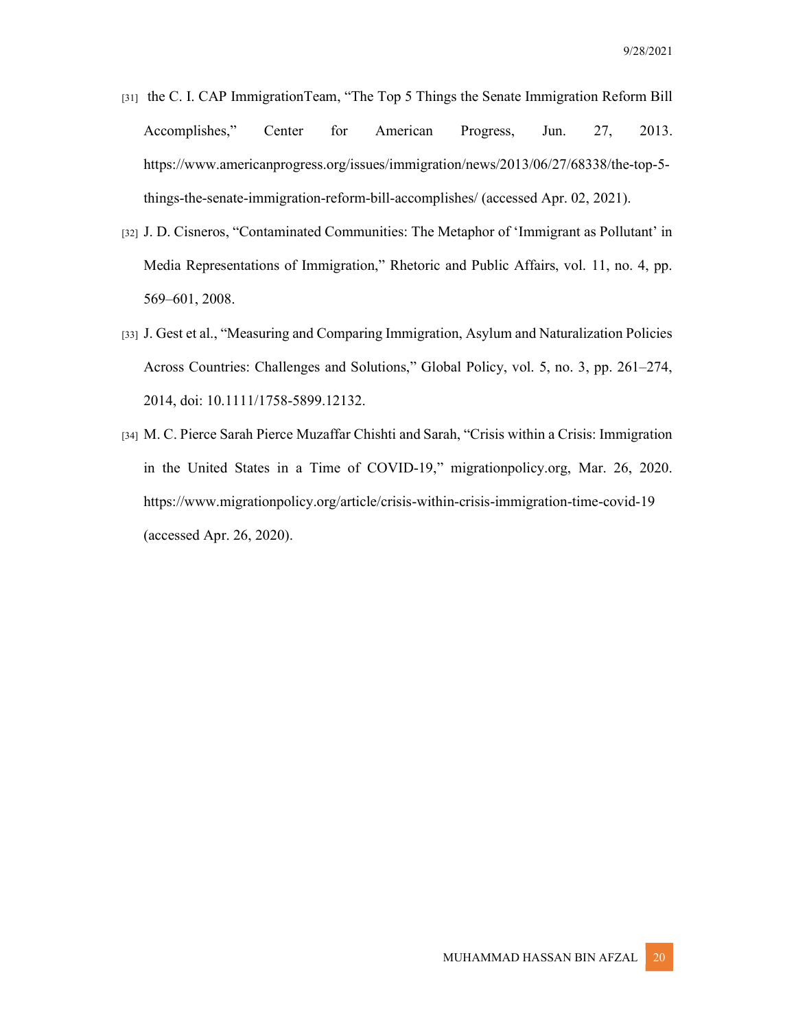[31] the C. I. CAP ImmigrationTeam, “The Top 5 Things the Senate Immigration Reform Bill Accomplishes,” Center for American Progress, Jun. 27, 2013. https://www.americanprogress.org/issues/immigration/news/2013/06/27/68338/the-top-5-things-the-senate-immigration-reform-bill-accomplishes/ (accessed Apr. 02, 2021).

[32] J. D. Cisneros, “Contaminated Communities: The Metaphor of ‘Immigrant as Pollutant’ in Media Representations of Immigration,” Rhetoric and Public Affairs, vol. 11, no. 4, pp. 569–601, 2008.

[33] J. Gest et al., “Measuring and Comparing Immigration, Asylum and Naturalization Policies Across Countries: Challenges and Solutions,” Global Policy, vol. 5, no. 3, pp. 261–274, 2014, doi: 10.1111/1758-5899.12132.

[34] M. C. Pierce Sarah Pierce Muzaffar Chishti and Sarah, “Crisis within a Crisis: Immigration in the United States in a Time of COVID-19,” migrationpolicy.org, Mar. 26, 2020. https://www.migrationpolicy.org/article/crisis-within-crisis-immigration-time-covid-19 (accessed Apr. 26, 2020).